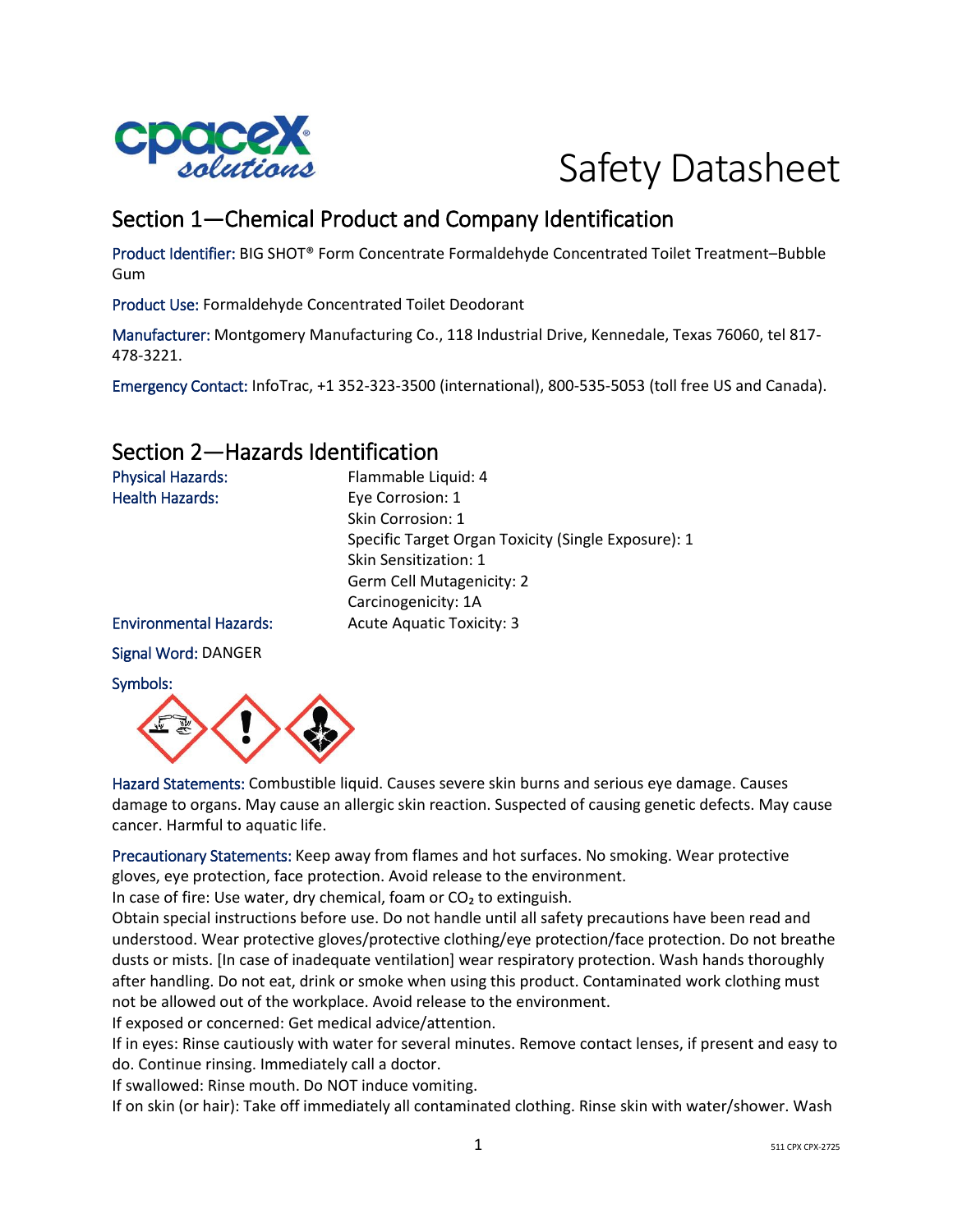# Safety Datasheet

## Section 1—Chemical Product and Company Identification

Product Identifier: BIG SHOT® Form Concentrate Formaldehyde Concentrated Toilet Treatment–Bubble Gum

Product Use: Formaldehyde Concentrated Toilet Deodorant

Manufacturer: Montgomery Manufacturing Co., 118 Industrial Drive, Kennedale, Texas 76060, tel 817-478-3221.

Emergency Contact: InfoTrac, +1 352-323-3500 (international), 800-535-5053 (toll free US and Canada).

## Section 2—Hazards Identification

| | |
|---|---|
| Physical Hazards: | Flammable Liquid: 4 |
| Health Hazards: | Eye Corrosion: 1 |
| | Skin Corrosion: 1 |
| | Specific Target Organ Toxicity (Single Exposure): 1 |
| | Skin Sensitization: 1 |
| | Germ Cell Mutagenicity: 2 |
| | Carcinogenicity: 1A |
| Environmental Hazards: | Acute Aquatic Toxicity: 3 |

Signal Word: DANGER

Symbols:

Hazard Statements: Combustible liquid. Causes severe skin burns and serious eye damage. Causes damage to organs. May cause an allergic skin reaction. Suspected of causing genetic defects. May cause cancer. Harmful to aquatic life.

Precautionary Statements: Keep away from flames and hot surfaces. No smoking. Wear protective gloves, eye protection, face protection. Avoid release to the environment.
In case of fire: Use water, dry chemical, foam or $CO_2$ to extinguish.
Obtain special instructions before use. Do not handle until all safety precautions have been read and understood. Wear protective gloves/protective clothing/eye protection/face protection. Do not breathe dusts or mists. [In case of inadequate ventilation] wear respiratory protection. Wash hands thoroughly after handling. Do not eat, drink or smoke when using this product. Contaminated work clothing must not be allowed out of the workplace. Avoid release to the environment.
If exposed or concerned: Get medical advice/attention.
If in eyes: Rinse cautiously with water for several minutes. Remove contact lenses, if present and easy to do. Continue rinsing. Immediately call a doctor.
If swallowed: Rinse mouth. Do NOT induce vomiting.
If on skin (or hair): Take off immediately all contaminated clothing. Rinse skin with water/shower. Wash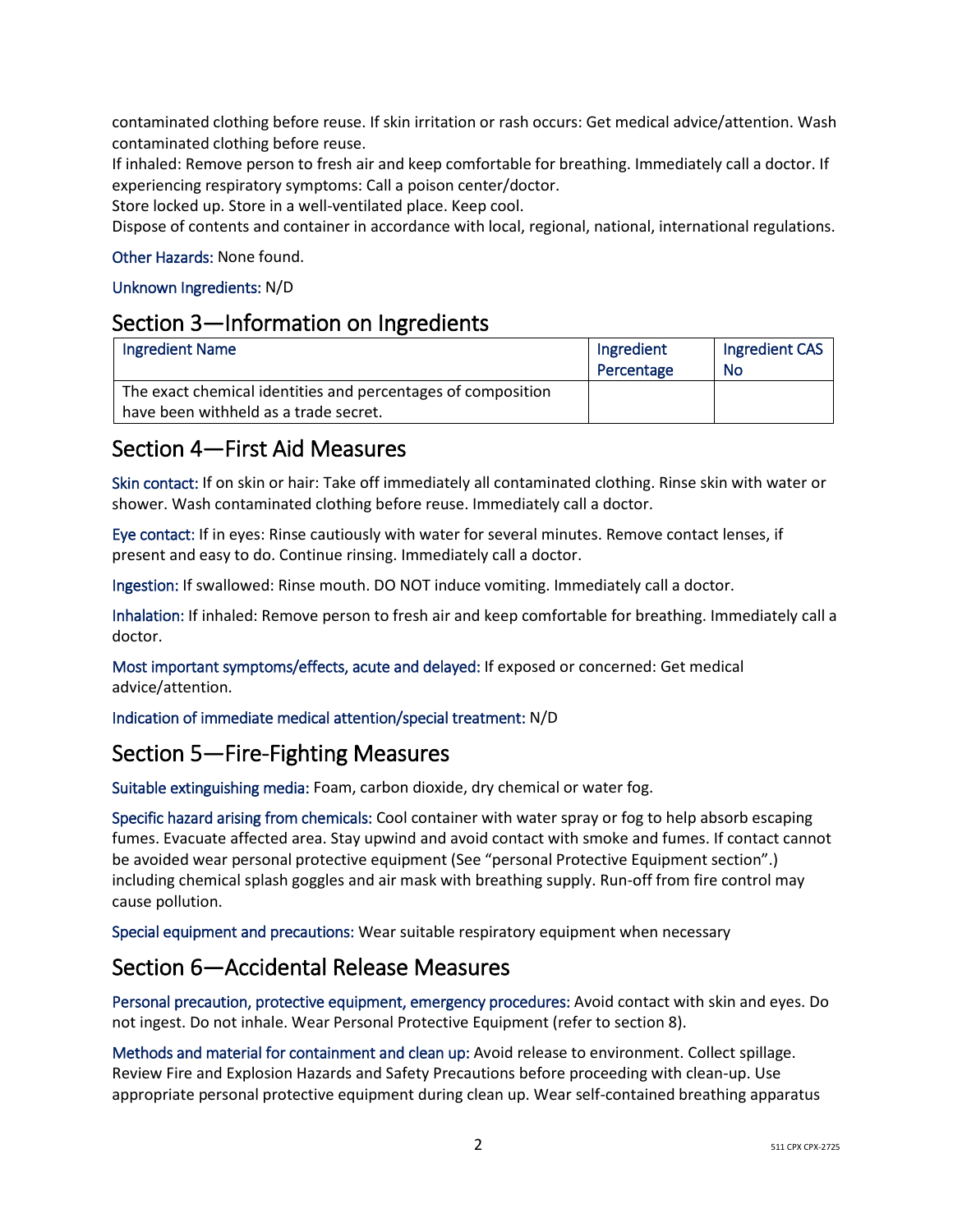contaminated clothing before reuse. If skin irritation or rash occurs: Get medical advice/attention. Wash contaminated clothing before reuse.
If inhaled: Remove person to fresh air and keep comfortable for breathing. Immediately call a doctor. If experiencing respiratory symptoms: Call a poison center/doctor.
Store locked up. Store in a well-ventilated place. Keep cool.
Dispose of contents and container in accordance with local, regional, national, international regulations.

Other Hazards: None found.

Unknown Ingredients: N/D

## Section 3—Information on Ingredients

| Ingredient Name | Ingredient Percentage | Ingredient CAS No |
|---|---|---|
| The exact chemical identities and percentages of composition have been withheld as a trade secret. | | |

## Section 4—First Aid Measures

Skin contact: If on skin or hair: Take off immediately all contaminated clothing. Rinse skin with water or shower. Wash contaminated clothing before reuse. Immediately call a doctor.

Eye contact: If in eyes: Rinse cautiously with water for several minutes. Remove contact lenses, if present and easy to do. Continue rinsing. Immediately call a doctor.

Ingestion: If swallowed: Rinse mouth. DO NOT induce vomiting. Immediately call a doctor.

Inhalation: If inhaled: Remove person to fresh air and keep comfortable for breathing. Immediately call a doctor.

Most important symptoms/effects, acute and delayed: If exposed or concerned: Get medical advice/attention.

Indication of immediate medical attention/special treatment: N/D

## Section 5—Fire-Fighting Measures

Suitable extinguishing media: Foam, carbon dioxide, dry chemical or water fog.

Specific hazard arising from chemicals: Cool container with water spray or fog to help absorb escaping fumes. Evacuate affected area. Stay upwind and avoid contact with smoke and fumes. If contact cannot be avoided wear personal protective equipment (See "personal Protective Equipment section".) including chemical splash goggles and air mask with breathing supply. Run-off from fire control may cause pollution.

Special equipment and precautions: Wear suitable respiratory equipment when necessary

## Section 6—Accidental Release Measures

Personal precaution, protective equipment, emergency procedures: Avoid contact with skin and eyes. Do not ingest. Do not inhale. Wear Personal Protective Equipment (refer to section 8).

Methods and material for containment and clean up: Avoid release to environment. Collect spillage. Review Fire and Explosion Hazards and Safety Precautions before proceeding with clean-up. Use appropriate personal protective equipment during clean up. Wear self-contained breathing apparatus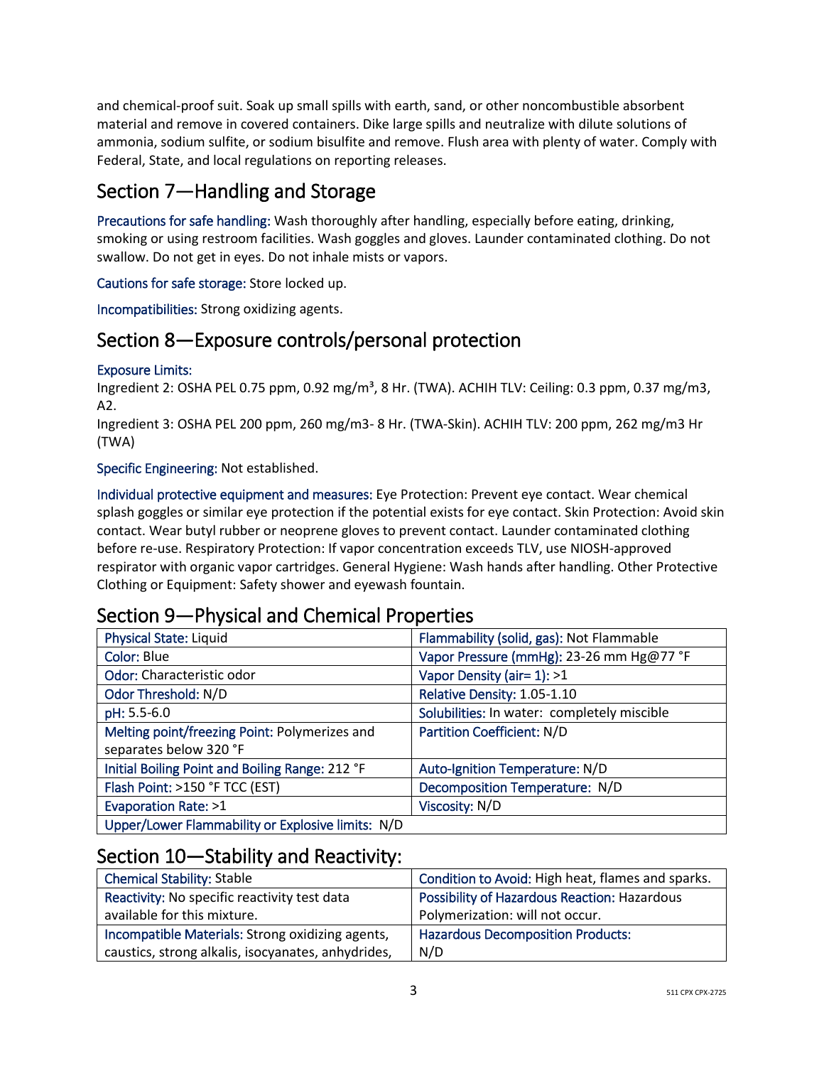and chemical-proof suit. Soak up small spills with earth, sand, or other noncombustible absorbent material and remove in covered containers. Dike large spills and neutralize with dilute solutions of ammonia, sodium sulfite, or sodium bisulfite and remove. Flush area with plenty of water. Comply with Federal, State, and local regulations on reporting releases.

## Section 7—Handling and Storage

Precautions for safe handling: Wash thoroughly after handling, especially before eating, drinking, smoking or using restroom facilities. Wash goggles and gloves. Launder contaminated clothing. Do not swallow. Do not get in eyes. Do not inhale mists or vapors.

Cautions for safe storage: Store locked up.

Incompatibilities: Strong oxidizing agents.

## Section 8—Exposure controls/personal protection

Exposure Limits:
Ingredient 2: OSHA PEL 0.75 ppm, 0.92 mg/m³, 8 Hr. (TWA). ACHIH TLV: Ceiling: 0.3 ppm, 0.37 mg/m3, A2.
Ingredient 3: OSHA PEL 200 ppm, 260 mg/m3- 8 Hr. (TWA-Skin). ACHIH TLV: 200 ppm, 262 mg/m3 Hr (TWA)

Specific Engineering: Not established.

Individual protective equipment and measures: Eye Protection: Prevent eye contact. Wear chemical splash goggles or similar eye protection if the potential exists for eye contact. Skin Protection: Avoid skin contact. Wear butyl rubber or neoprene gloves to prevent contact. Launder contaminated clothing before re-use. Respiratory Protection: If vapor concentration exceeds TLV, use NIOSH-approved respirator with organic vapor cartridges. General Hygiene: Wash hands after handling. Other Protective Clothing or Equipment: Safety shower and eyewash fountain.

## Section 9—Physical and Chemical Properties

| | |
|---|---|
| Physical State: Liquid | Flammability (solid, gas): Not Flammable |
| Color: Blue | Vapor Pressure (mmHg): 23-26 mm Hg@77 °F |
| Odor: Characteristic odor | Vapor Density (air= 1): >1 |
| Odor Threshold: N/D | Relative Density: 1.05-1.10 |
| pH: 5.5-6.0 | Solubilities: In water: completely miscible |
| Melting point/freezing Point: Polymerizes and separates below 320 °F | Partition Coefficient: N/D |
| Initial Boiling Point and Boiling Range: 212 °F | Auto-Ignition Temperature: N/D |
| Flash Point: >150 °F TCC (EST) | Decomposition Temperature: N/D |
| Evaporation Rate: >1 | Viscosity: N/D |
| Upper/Lower Flammability or Explosive limits: N/D | |

## Section 10—Stability and Reactivity:

| | |
|---|---|
| Chemical Stability: Stable | Condition to Avoid: High heat, flames and sparks. |
| Reactivity: No specific reactivity test data available for this mixture. | Possibility of Hazardous Reaction: Hazardous Polymerization: will not occur. |
| Incompatible Materials: Strong oxidizing agents, caustics, strong alkalis, isocyanates, anhydrides, | Hazardous Decomposition Products: N/D |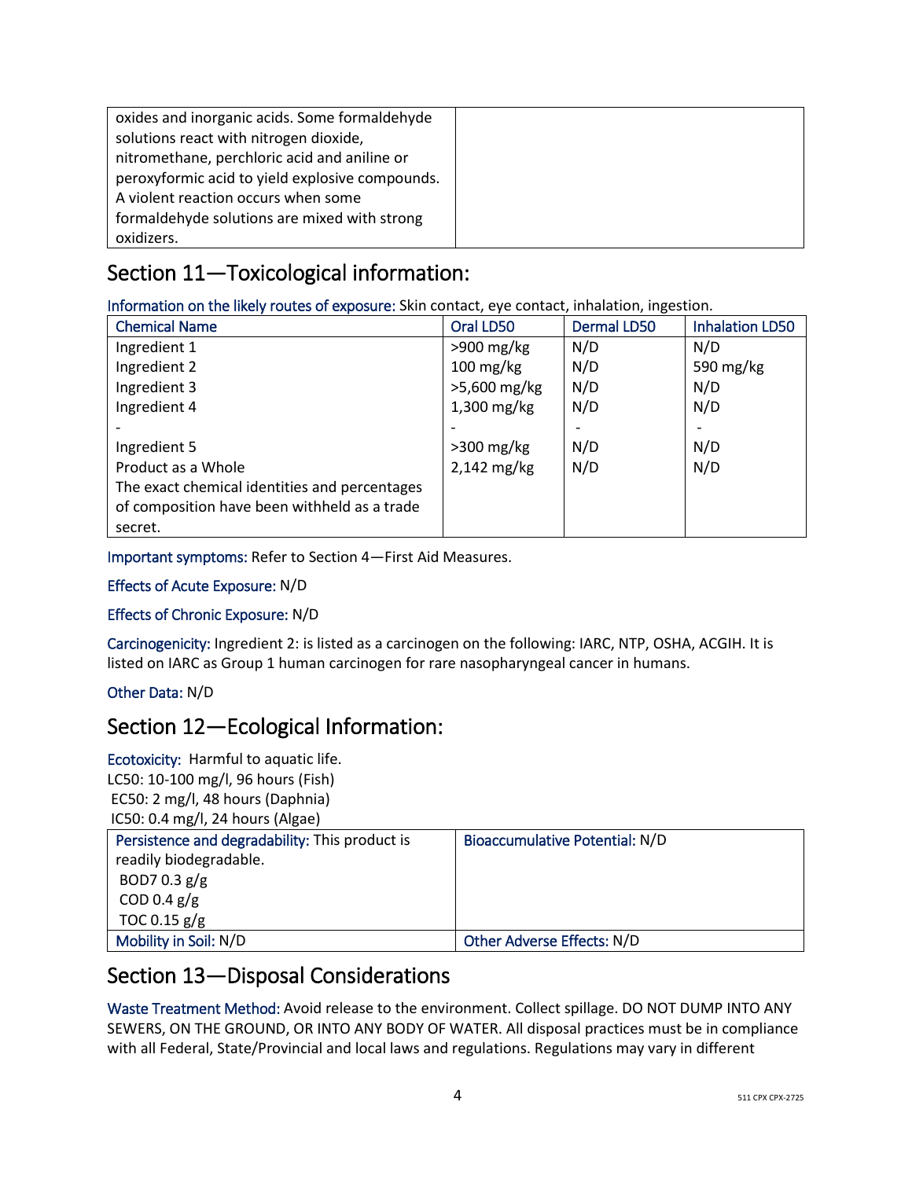| oxides and inorganic acids. Some formaldehyde solutions react with nitrogen dioxide, nitromethane, perchloric acid and aniline or peroxyformic acid to yield explosive compounds. A violent reaction occurs when some formaldehyde solutions are mixed with strong oxidizers. | |
|---|---|

## Section 11—Toxicological information:

Information on the likely routes of exposure: Skin contact, eye contact, inhalation, ingestion.

| Chemical Name | Oral LD50 | Dermal LD50 | Inhalation LD50 |
|---|---|---|---|
| Ingredient 1 | >900 mg/kg | N/D | N/D |
| Ingredient 2 | 100 mg/kg | N/D | 590 mg/kg |
| Ingredient 3 | >5,600 mg/kg | N/D | N/D |
| Ingredient 4 | 1,300 mg/kg | N/D | N/D |
| - | - | - | - |
| Ingredient 5 | >300 mg/kg | N/D | N/D |
| Product as a Whole | 2,142 mg/kg | N/D | N/D |
| The exact chemical identities and percentages of composition have been withheld as a trade secret. | | | |

Important symptoms: Refer to Section 4—First Aid Measures.

Effects of Acute Exposure: N/D

Effects of Chronic Exposure: N/D

Carcinogenicity: Ingredient 2: is listed as a carcinogen on the following: IARC, NTP, OSHA, ACGIH. It is listed on IARC as Group 1 human carcinogen for rare nasopharyngeal cancer in humans.

Other Data: N/D

## Section 12—Ecological Information:

Ecotoxicity: Harmful to aquatic life.
LC50: 10-100 mg/l, 96 hours (Fish)
EC50: 2 mg/l, 48 hours (Daphnia)
IC50: 0.4 mg/l, 24 hours (Algae)

| Persistence and degradability: This product is readily biodegradable.<br>BOD7 0.3 g/g<br>COD 0.4 g/g<br>TOC 0.15 g/g | Bioaccumulative Potential: N/D |
|---|---|
| Mobility in Soil: N/D | Other Adverse Effects: N/D |

## Section 13—Disposal Considerations

Waste Treatment Method: Avoid release to the environment. Collect spillage. DO NOT DUMP INTO ANY SEWERS, ON THE GROUND, OR INTO ANY BODY OF WATER. All disposal practices must be in compliance with all Federal, State/Provincial and local laws and regulations. Regulations may vary in different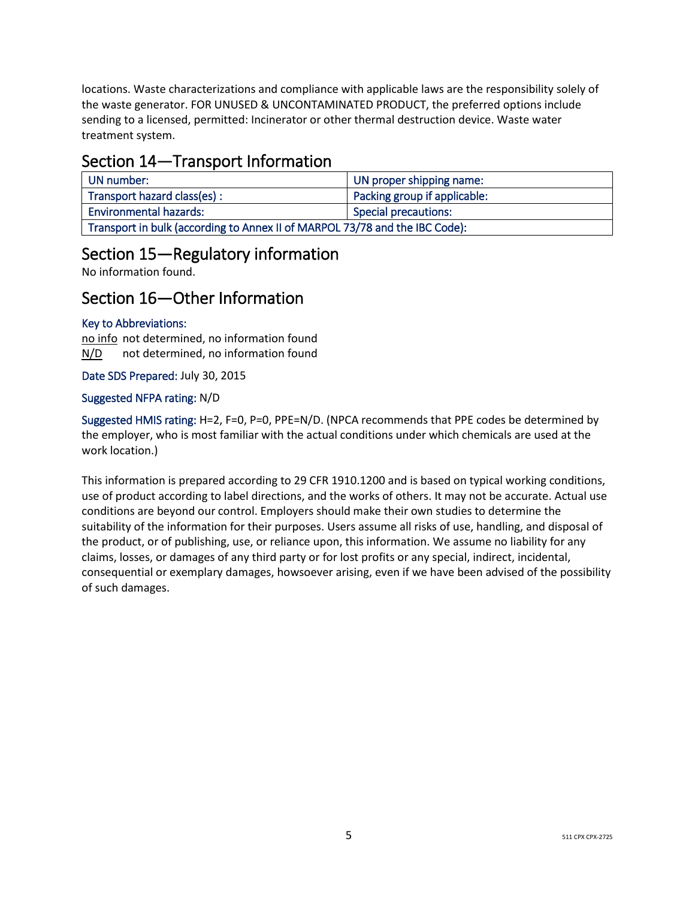locations. Waste characterizations and compliance with applicable laws are the responsibility solely of the waste generator. FOR UNUSED & UNCONTAMINATED PRODUCT, the preferred options include sending to a licensed, permitted: Incinerator or other thermal destruction device. Waste water treatment system.

## Section 14—Transport Information

| | |
|---|---|
| UN number: | UN proper shipping name: |
| Transport hazard class(es) : | Packing group if applicable: |
| Environmental hazards: | Special precautions: |
| Transport in bulk (according to Annex II of MARPOL 73/78 and the IBC Code): | |

## Section 15—Regulatory information

No information found.

## Section 16—Other Information

Key to Abbreviations:

no info  not determined, no information found
N/D  not determined, no information found

Date SDS Prepared: July 30, 2015

Suggested NFPA rating: N/D

Suggested HMIS rating: H=2, F=0, P=0, PPE=N/D. (NPCA recommends that PPE codes be determined by the employer, who is most familiar with the actual conditions under which chemicals are used at the work location.)

This information is prepared according to 29 CFR 1910.1200 and is based on typical working conditions, use of product according to label directions, and the works of others. It may not be accurate. Actual use conditions are beyond our control. Employers should make their own studies to determine the suitability of the information for their purposes. Users assume all risks of use, handling, and disposal of the product, or of publishing, use, or reliance upon, this information. We assume no liability for any claims, losses, or damages of any third party or for lost profits or any special, indirect, incidental, consequential or exemplary damages, howsoever arising, even if we have been advised of the possibility of such damages.